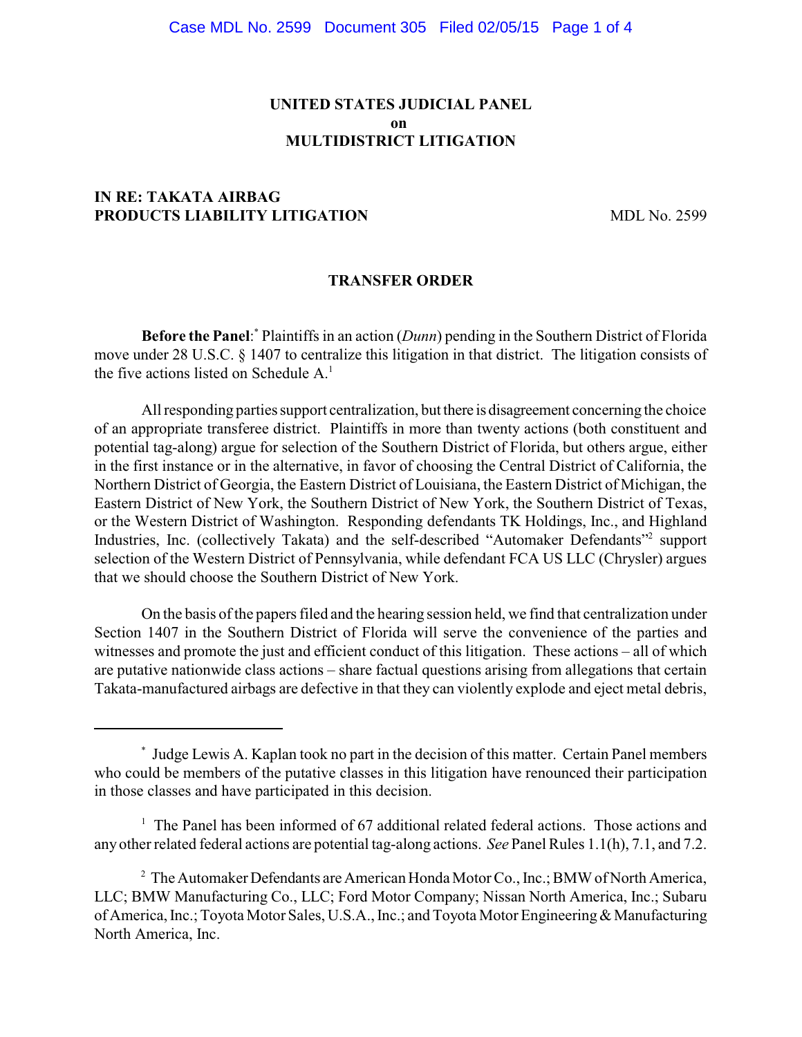**UNITED STATES JUDICIAL PANEL**
**on**
**MULTIDISTRICT LITIGATION**

**IN RE: TAKATA AIRBAG PRODUCTS LIABILITY LITIGATION** MDL No. 2599

**TRANSFER ORDER**

**Before the Panel**:* Plaintiffs in an action (*Dunn*) pending in the Southern District of Florida move under 28 U.S.C. § 1407 to centralize this litigation in that district. The litigation consists of the five actions listed on Schedule A.[1]

All responding parties support centralization, but there is disagreement concerning the choice of an appropriate transferee district. Plaintiffs in more than twenty actions (both constituent and potential tag-along) argue for selection of the Southern District of Florida, but others argue, either in the first instance or in the alternative, in favor of choosing the Central District of California, the Northern District of Georgia, the Eastern District of Louisiana, the Eastern District of Michigan, the Eastern District of New York, the Southern District of New York, the Southern District of Texas, or the Western District of Washington. Responding defendants TK Holdings, Inc., and Highland Industries, Inc. (collectively Takata) and the self-described "Automaker Defendants"[2] support selection of the Western District of Pennsylvania, while defendant FCA US LLC (Chrysler) argues that we should choose the Southern District of New York.

On the basis of the papers filed and the hearing session held, we find that centralization under Section 1407 in the Southern District of Florida will serve the convenience of the parties and witnesses and promote the just and efficient conduct of this litigation. These actions – all of which are putative nationwide class actions – share factual questions arising from allegations that certain Takata-manufactured airbags are defective in that they can violently explode and eject metal debris,

---

\* Judge Lewis A. Kaplan took no part in the decision of this matter. Certain Panel members who could be members of the putative classes in this litigation have renounced their participation in those classes and have participated in this decision.

[1] The Panel has been informed of 67 additional related federal actions. Those actions and any other related federal actions are potential tag-along actions. *See* Panel Rules 1.1(h), 7.1, and 7.2.

[2] The Automaker Defendants are American Honda Motor Co., Inc.; BMW of North America, LLC; BMW Manufacturing Co., LLC; Ford Motor Company; Nissan North America, Inc.; Subaru of America, Inc.; Toyota Motor Sales, U.S.A., Inc.; and Toyota Motor Engineering & Manufacturing North America, Inc.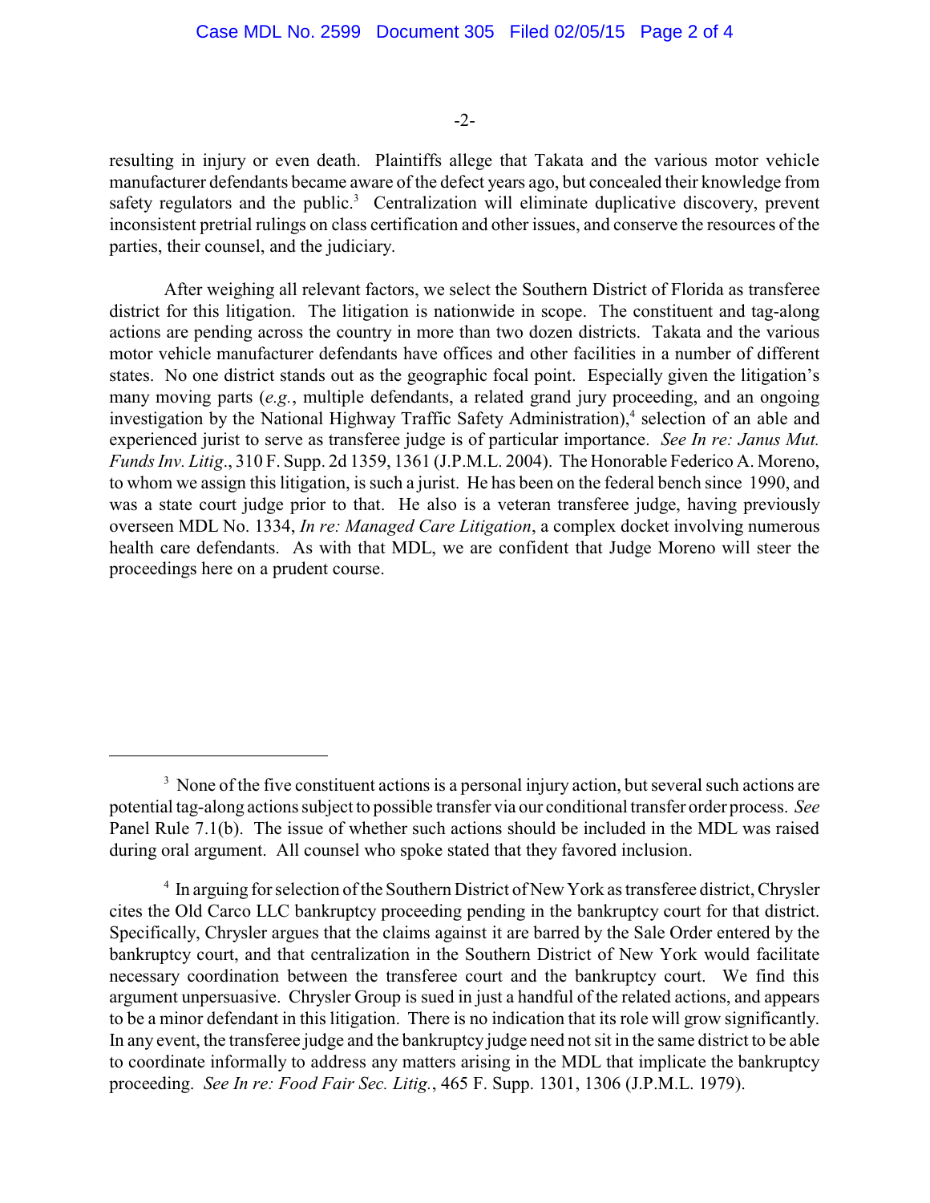resulting in injury or even death. Plaintiffs allege that Takata and the various motor vehicle manufacturer defendants became aware of the defect years ago, but concealed their knowledge from safety regulators and the public.[3] Centralization will eliminate duplicative discovery, prevent inconsistent pretrial rulings on class certification and other issues, and conserve the resources of the parties, their counsel, and the judiciary.

After weighing all relevant factors, we select the Southern District of Florida as transferee district for this litigation. The litigation is nationwide in scope. The constituent and tag-along actions are pending across the country in more than two dozen districts. Takata and the various motor vehicle manufacturer defendants have offices and other facilities in a number of different states. No one district stands out as the geographic focal point. Especially given the litigation's many moving parts (*e.g.*, multiple defendants, a related grand jury proceeding, and an ongoing investigation by the National Highway Traffic Safety Administration),[4] selection of an able and experienced jurist to serve as transferee judge is of particular importance. *See In re: Janus Mut. Funds Inv. Litig*., 310 F. Supp. 2d 1359, 1361 (J.P.M.L. 2004). The Honorable Federico A. Moreno, to whom we assign this litigation, is such a jurist. He has been on the federal bench since 1990, and was a state court judge prior to that. He also is a veteran transferee judge, having previously overseen MDL No. 1334, *In re: Managed Care Litigation*, a complex docket involving numerous health care defendants. As with that MDL, we are confident that Judge Moreno will steer the proceedings here on a prudent course.

---

[3] None of the five constituent actions is a personal injury action, but several such actions are potential tag-along actions subject to possible transfer via our conditional transfer order process. *See* Panel Rule 7.1(b). The issue of whether such actions should be included in the MDL was raised during oral argument. All counsel who spoke stated that they favored inclusion.

[4] In arguing for selection of the Southern District of New York as transferee district, Chrysler cites the Old Carco LLC bankruptcy proceeding pending in the bankruptcy court for that district. Specifically, Chrysler argues that the claims against it are barred by the Sale Order entered by the bankruptcy court, and that centralization in the Southern District of New York would facilitate necessary coordination between the transferee court and the bankruptcy court. We find this argument unpersuasive. Chrysler Group is sued in just a handful of the related actions, and appears to be a minor defendant in this litigation. There is no indication that its role will grow significantly. In any event, the transferee judge and the bankruptcy judge need not sit in the same district to be able to coordinate informally to address any matters arising in the MDL that implicate the bankruptcy proceeding. *See In re: Food Fair Sec. Litig.*, 465 F. Supp. 1301, 1306 (J.P.M.L. 1979).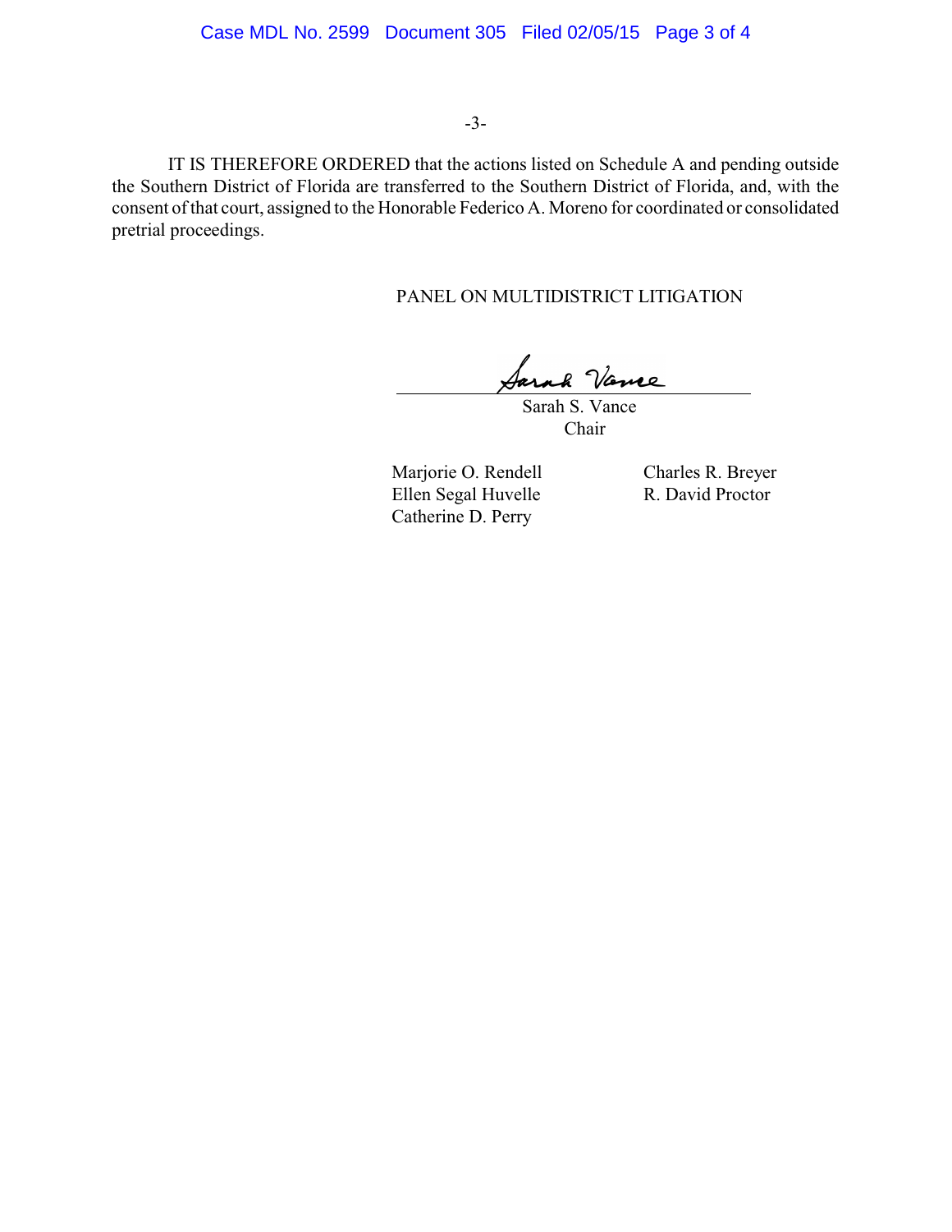IT IS THEREFORE ORDERED that the actions listed on Schedule A and pending outside the Southern District of Florida are transferred to the Southern District of Florida, and, with the consent of that court, assigned to the Honorable Federico A. Moreno for coordinated or consolidated pretrial proceedings.

PANEL ON MULTIDISTRICT LITIGATION

Sarah S. Vance
Chair

Marjorie O. Rendell
Ellen Segal Huvelle
Catherine D. Perry
Charles R. Breyer
R. David Proctor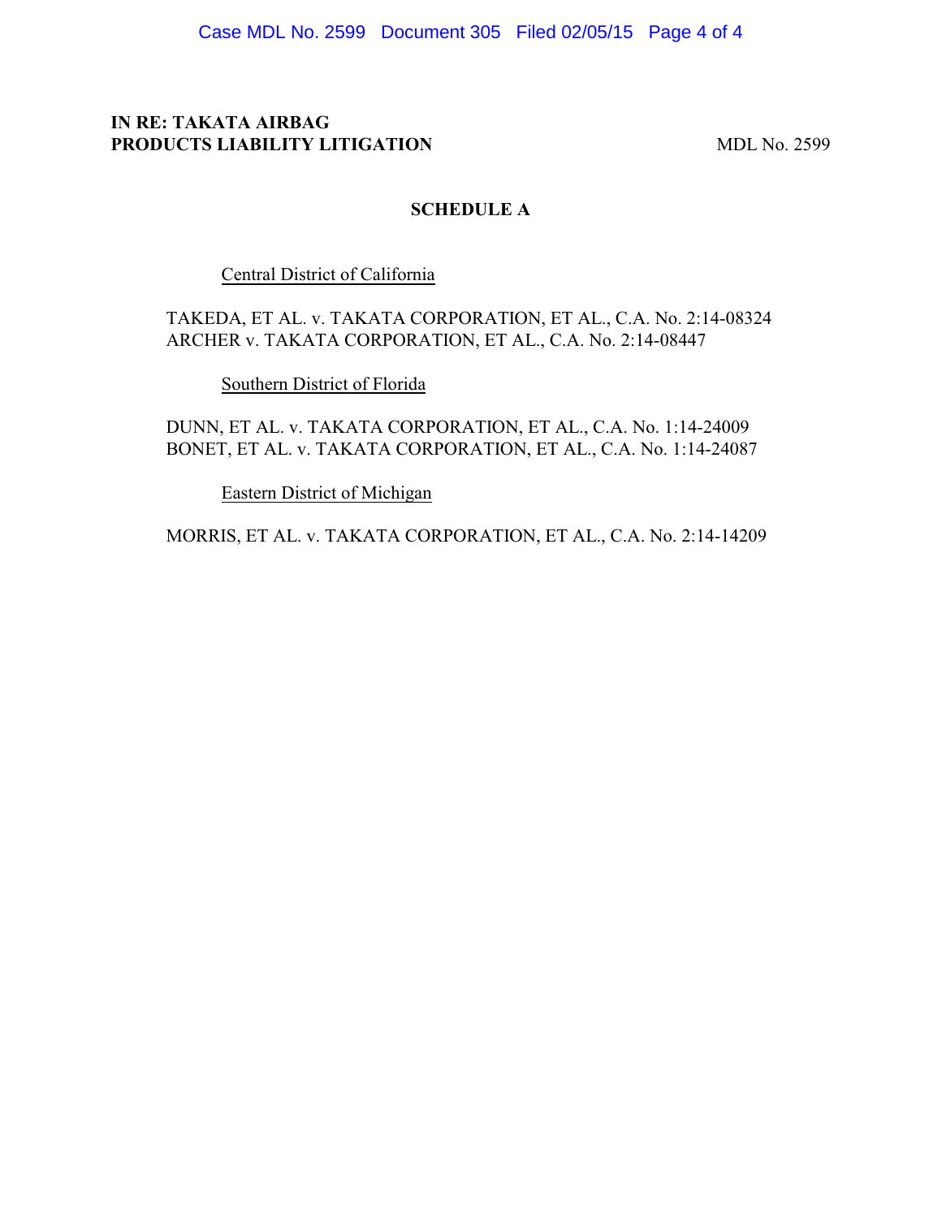**IN RE: TAKATA AIRBAG PRODUCTS LIABILITY LITIGATION** MDL No. 2599

## SCHEDULE A

Central District of California

TAKEDA, ET AL. v. TAKATA CORPORATION, ET AL., C.A. No. 2:14-08324
ARCHER v. TAKATA CORPORATION, ET AL., C.A. No. 2:14-08447

Southern District of Florida

DUNN, ET AL. v. TAKATA CORPORATION, ET AL., C.A. No. 1:14-24009
BONET, ET AL. v. TAKATA CORPORATION, ET AL., C.A. No. 1:14-24087

Eastern District of Michigan

MORRIS, ET AL. v. TAKATA CORPORATION, ET AL., C.A. No. 2:14-14209